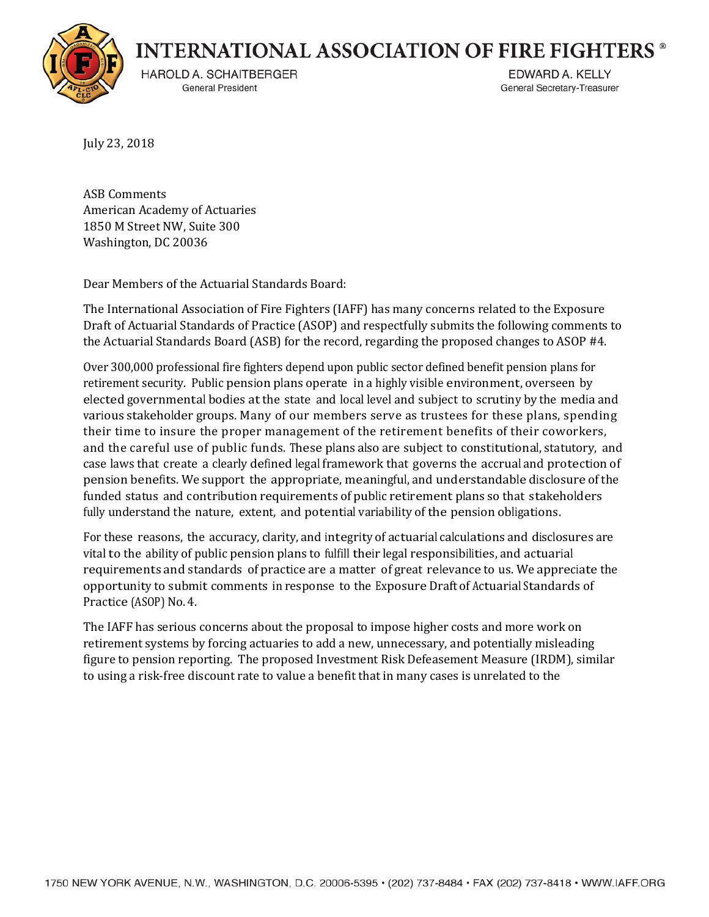# INTERNATIONAL ASSOCIATION OF FIRE FIGHTERS®

HAROLD A. SCHAITBERGER
General President

EDWARD A. KELLY
General Secretary-Treasurer

July 23, 2018

ASB Comments
American Academy of Actuaries
1850 M Street NW, Suite 300
Washington, DC 20036

Dear Members of the Actuarial Standards Board:

The International Association of Fire Fighters (IAFF) has many concerns related to the Exposure Draft of Actuarial Standards of Practice (ASOP) and respectfully submits the following comments to the Actuarial Standards Board (ASB) for the record, regarding the proposed changes to ASOP #4.

Over 300,000 professional fire fighters depend upon public sector defined benefit pension plans for retirement security. Public pension plans operate in a highly visible environment, overseen by elected governmental bodies at the state and local level and subject to scrutiny by the media and various stakeholder groups. Many of our members serve as trustees for these plans, spending their time to insure the proper management of the retirement benefits of their coworkers, and the careful use of public funds. These plans also are subject to constitutional, statutory, and case laws that create a clearly defined legal framework that governs the accrual and protection of pension benefits. We support the appropriate, meaningful, and understandable disclosure of the funded status and contribution requirements of public retirement plans so that stakeholders fully understand the nature, extent, and potential variability of the pension obligations.

For these reasons, the accuracy, clarity, and integrity of actuarial calculations and disclosures are vital to the ability of public pension plans to fulfill their legal responsibilities, and actuarial requirements and standards of practice are a matter of great relevance to us. We appreciate the opportunity to submit comments in response to the Exposure Draft of Actuarial Standards of Practice (ASOP) No. 4.

The IAFF has serious concerns about the proposal to impose higher costs and more work on retirement systems by forcing actuaries to add a new, unnecessary, and potentially misleading figure to pension reporting. The proposed Investment Risk Defeasement Measure (IRDM), similar to using a risk-free discount rate to value a benefit that in many cases is unrelated to the

1750 NEW YORK AVENUE, N.W., WASHINGTON, D.C. 20006-5395 • (202) 737-8484 • FAX (202) 737-8418 • WWW.IAFF.ORG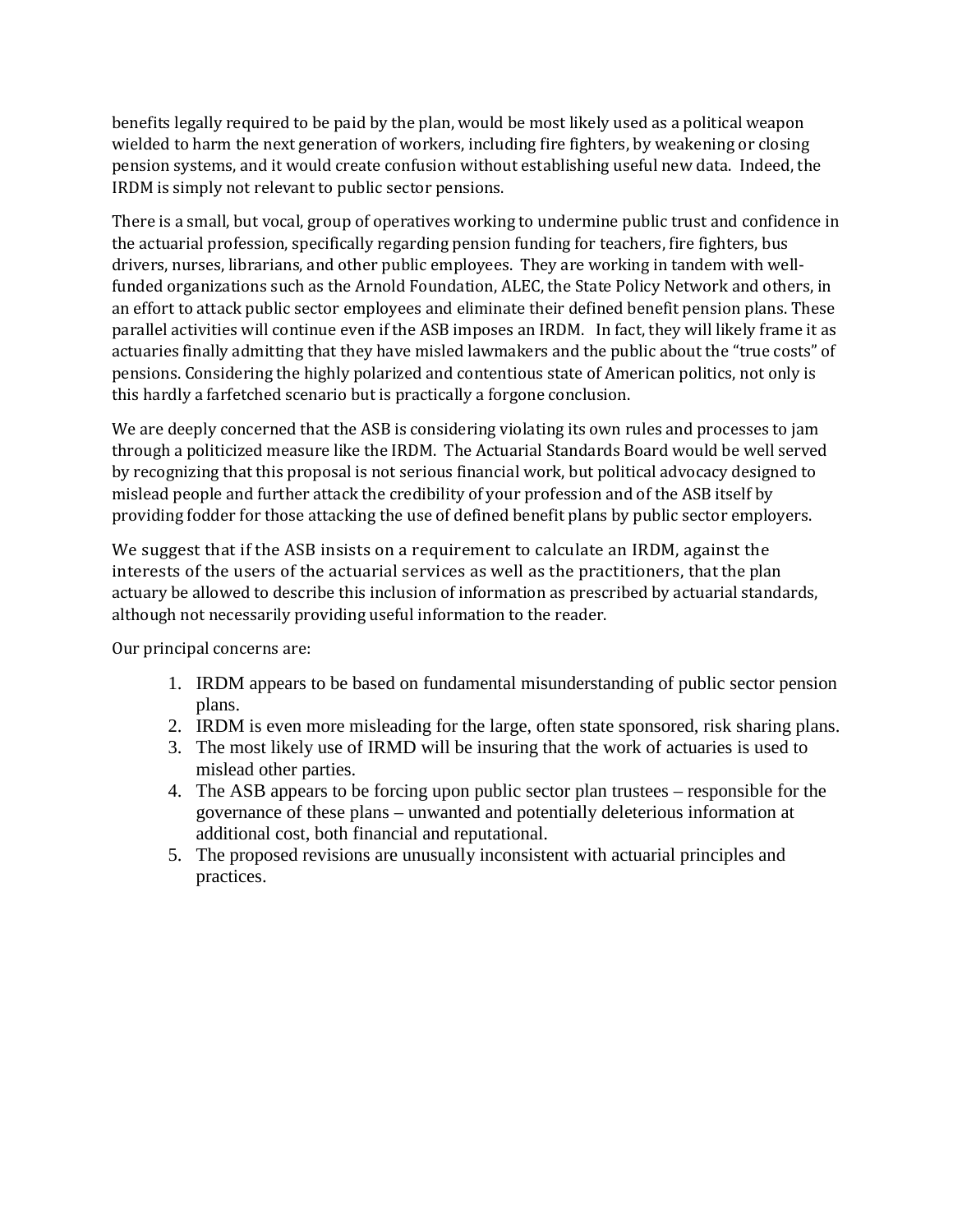benefits legally required to be paid by the plan, would be most likely used as a political weapon wielded to harm the next generation of workers, including fire fighters, by weakening or closing pension systems, and it would create confusion without establishing useful new data. Indeed, the IRDM is simply not relevant to public sector pensions.

There is a small, but vocal, group of operatives working to undermine public trust and confidence in the actuarial profession, specifically regarding pension funding for teachers, fire fighters, bus drivers, nurses, librarians, and other public employees. They are working in tandem with well-funded organizations such as the Arnold Foundation, ALEC, the State Policy Network and others, in an effort to attack public sector employees and eliminate their defined benefit pension plans. These parallel activities will continue even if the ASB imposes an IRDM. In fact, they will likely frame it as actuaries finally admitting that they have misled lawmakers and the public about the "true costs" of pensions. Considering the highly polarized and contentious state of American politics, not only is this hardly a farfetched scenario but is practically a forgone conclusion.

We are deeply concerned that the ASB is considering violating its own rules and processes to jam through a politicized measure like the IRDM. The Actuarial Standards Board would be well served by recognizing that this proposal is not serious financial work, but political advocacy designed to mislead people and further attack the credibility of your profession and of the ASB itself by providing fodder for those attacking the use of defined benefit plans by public sector employers.

We suggest that if the ASB insists on a requirement to calculate an IRDM, against the interests of the users of the actuarial services as well as the practitioners, that the plan actuary be allowed to describe this inclusion of information as prescribed by actuarial standards, although not necessarily providing useful information to the reader.

Our principal concerns are:

1. IRDM appears to be based on fundamental misunderstanding of public sector pension plans.
2. IRDM is even more misleading for the large, often state sponsored, risk sharing plans.
3. The most likely use of IRMD will be insuring that the work of actuaries is used to mislead other parties.
4. The ASB appears to be forcing upon public sector plan trustees – responsible for the governance of these plans – unwanted and potentially deleterious information at additional cost, both financial and reputational.
5. The proposed revisions are unusually inconsistent with actuarial principles and practices.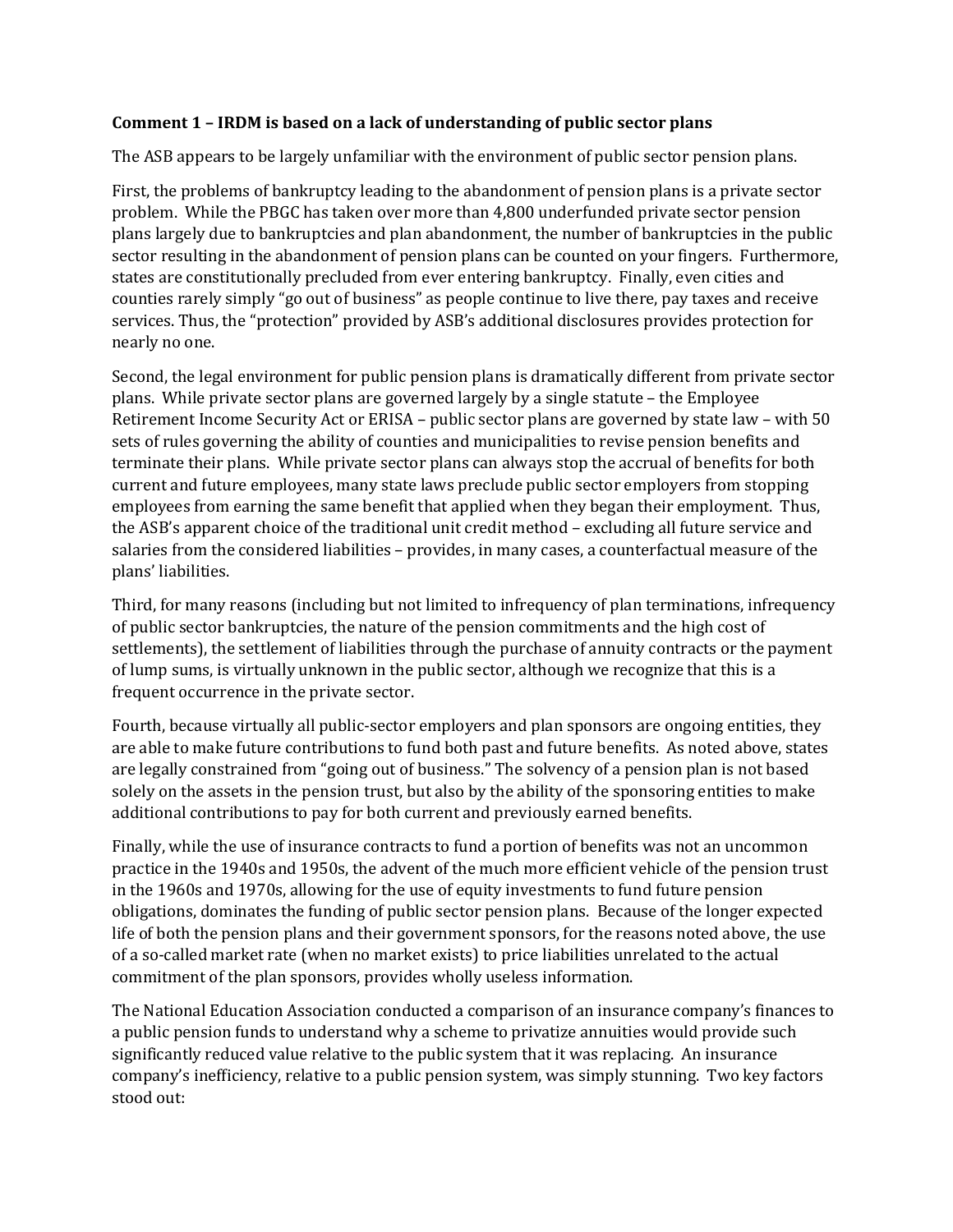**Comment 1 – IRDM is based on a lack of understanding of public sector plans**

The ASB appears to be largely unfamiliar with the environment of public sector pension plans.

First, the problems of bankruptcy leading to the abandonment of pension plans is a private sector problem. While the PBGC has taken over more than 4,800 underfunded private sector pension plans largely due to bankruptcies and plan abandonment, the number of bankruptcies in the public sector resulting in the abandonment of pension plans can be counted on your fingers. Furthermore, states are constitutionally precluded from ever entering bankruptcy. Finally, even cities and counties rarely simply "go out of business" as people continue to live there, pay taxes and receive services. Thus, the "protection" provided by ASB's additional disclosures provides protection for nearly no one.

Second, the legal environment for public pension plans is dramatically different from private sector plans. While private sector plans are governed largely by a single statute – the Employee Retirement Income Security Act or ERISA – public sector plans are governed by state law – with 50 sets of rules governing the ability of counties and municipalities to revise pension benefits and terminate their plans. While private sector plans can always stop the accrual of benefits for both current and future employees, many state laws preclude public sector employers from stopping employees from earning the same benefit that applied when they began their employment. Thus, the ASB's apparent choice of the traditional unit credit method – excluding all future service and salaries from the considered liabilities – provides, in many cases, a counterfactual measure of the plans' liabilities.

Third, for many reasons (including but not limited to infrequency of plan terminations, infrequency of public sector bankruptcies, the nature of the pension commitments and the high cost of settlements), the settlement of liabilities through the purchase of annuity contracts or the payment of lump sums, is virtually unknown in the public sector, although we recognize that this is a frequent occurrence in the private sector.

Fourth, because virtually all public-sector employers and plan sponsors are ongoing entities, they are able to make future contributions to fund both past and future benefits. As noted above, states are legally constrained from "going out of business." The solvency of a pension plan is not based solely on the assets in the pension trust, but also by the ability of the sponsoring entities to make additional contributions to pay for both current and previously earned benefits.

Finally, while the use of insurance contracts to fund a portion of benefits was not an uncommon practice in the 1940s and 1950s, the advent of the much more efficient vehicle of the pension trust in the 1960s and 1970s, allowing for the use of equity investments to fund future pension obligations, dominates the funding of public sector pension plans. Because of the longer expected life of both the pension plans and their government sponsors, for the reasons noted above, the use of a so-called market rate (when no market exists) to price liabilities unrelated to the actual commitment of the plan sponsors, provides wholly useless information.

The National Education Association conducted a comparison of an insurance company's finances to a public pension funds to understand why a scheme to privatize annuities would provide such significantly reduced value relative to the public system that it was replacing. An insurance company's inefficiency, relative to a public pension system, was simply stunning. Two key factors stood out: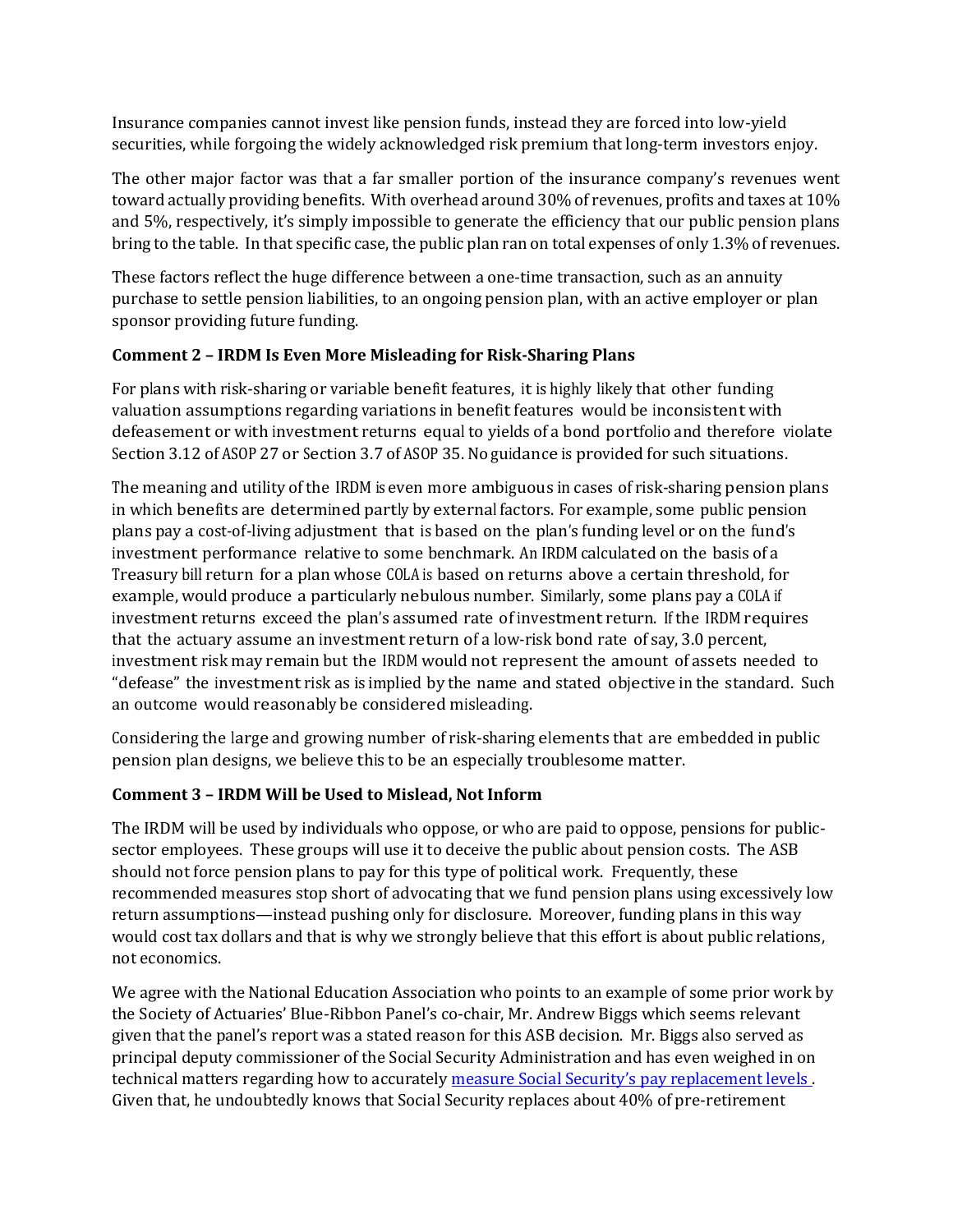Insurance companies cannot invest like pension funds, instead they are forced into low-yield securities, while forgoing the widely acknowledged risk premium that long-term investors enjoy.

The other major factor was that a far smaller portion of the insurance company's revenues went toward actually providing benefits. With overhead around 30% of revenues, profits and taxes at 10% and 5%, respectively, it's simply impossible to generate the efficiency that our public pension plans bring to the table. In that specific case, the public plan ran on total expenses of only 1.3% of revenues.

These factors reflect the huge difference between a one-time transaction, such as an annuity purchase to settle pension liabilities, to an ongoing pension plan, with an active employer or plan sponsor providing future funding.

**Comment 2 – IRDM Is Even More Misleading for Risk-Sharing Plans**

For plans with risk-sharing or variable benefit features, it is highly likely that other funding valuation assumptions regarding variations in benefit features would be inconsistent with defeasement or with investment returns equal to yields of a bond portfolio and therefore violate Section 3.12 of ASOP 27 or Section 3.7 of ASOP 35. No guidance is provided for such situations.

The meaning and utility of the IRDM is even more ambiguous in cases of risk-sharing pension plans in which benefits are determined partly by external factors. For example, some public pension plans pay a cost-of-living adjustment that is based on the plan's funding level or on the fund's investment performance relative to some benchmark. An IRDM calculated on the basis of a Treasury bill return for a plan whose COLA is based on returns above a certain threshold, for example, would produce a particularly nebulous number. Similarly, some plans pay a COLA if investment returns exceed the plan's assumed rate of investment return. If the IRDM requires that the actuary assume an investment return of a low-risk bond rate of say, 3.0 percent, investment risk may remain but the IRDM would not represent the amount of assets needed to "defease" the investment risk as is implied by the name and stated objective in the standard. Such an outcome would reasonably be considered misleading.

Considering the large and growing number of risk-sharing elements that are embedded in public pension plan designs, we believe this to be an especially troublesome matter.

**Comment 3 – IRDM Will be Used to Mislead, Not Inform**

The IRDM will be used by individuals who oppose, or who are paid to oppose, pensions for public-sector employees. These groups will use it to deceive the public about pension costs. The ASB should not force pension plans to pay for this type of political work. Frequently, these recommended measures stop short of advocating that we fund pension plans using excessively low return assumptions—instead pushing only for disclosure. Moreover, funding plans in this way would cost tax dollars and that is why we strongly believe that this effort is about public relations, not economics.

We agree with the National Education Association who points to an example of some prior work by the Society of Actuaries' Blue-Ribbon Panel's co-chair, Mr. Andrew Biggs which seems relevant given that the panel's report was a stated reason for this ASB decision. Mr. Biggs also served as principal deputy commissioner of the Social Security Administration and has even weighed in on technical matters regarding how to accurately measure Social Security's pay replacement levels . Given that, he undoubtedly knows that Social Security replaces about 40% of pre-retirement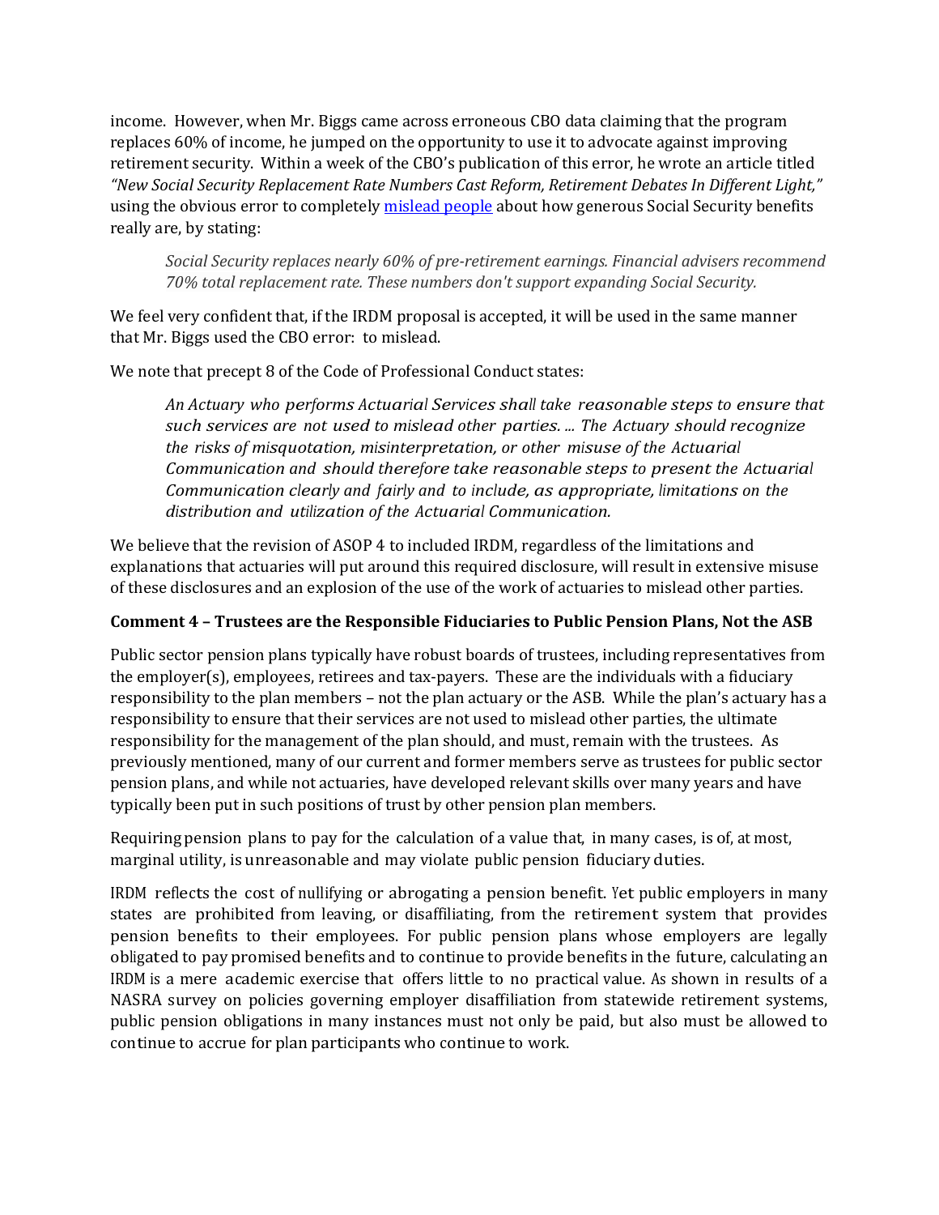income. However, when Mr. Biggs came across erroneous CBO data claiming that the program replaces 60% of income, he jumped on the opportunity to use it to advocate against improving retirement security. Within a week of the CBO's publication of this error, he wrote an article titled *"New Social Security Replacement Rate Numbers Cast Reform, Retirement Debates In Different Light,"* using the obvious error to completely mislead people about how generous Social Security benefits really are, by stating:

> *Social Security replaces nearly 60% of pre-retirement earnings. Financial advisers recommend 70% total replacement rate. These numbers don't support expanding Social Security.*

We feel very confident that, if the IRDM proposal is accepted, it will be used in the same manner that Mr. Biggs used the CBO error: to mislead.

We note that precept 8 of the Code of Professional Conduct states:

> *An Actuary who performs Actuarial Services shall take reasonable steps to ensure that such services are not used to mislead other parties. ... The Actuary should recognize the risks of misquotation, misinterpretation, or other misuse of the Actuarial Communication and should therefore take reasonable steps to present the Actuarial Communication clearly and fairly and to include, as appropriate, limitations on the distribution and utilization of the Actuarial Communication.*

We believe that the revision of ASOP 4 to included IRDM, regardless of the limitations and explanations that actuaries will put around this required disclosure, will result in extensive misuse of these disclosures and an explosion of the use of the work of actuaries to mislead other parties.

**Comment 4 – Trustees are the Responsible Fiduciaries to Public Pension Plans, Not the ASB**

Public sector pension plans typically have robust boards of trustees, including representatives from the employer(s), employees, retirees and tax-payers. These are the individuals with a fiduciary responsibility to the plan members – not the plan actuary or the ASB. While the plan's actuary has a responsibility to ensure that their services are not used to mislead other parties, the ultimate responsibility for the management of the plan should, and must, remain with the trustees. As previously mentioned, many of our current and former members serve as trustees for public sector pension plans, and while not actuaries, have developed relevant skills over many years and have typically been put in such positions of trust by other pension plan members.

Requiring pension plans to pay for the calculation of a value that, in many cases, is of, at most, marginal utility, is unreasonable and may violate public pension fiduciary duties.

IRDM reflects the cost of nullifying or abrogating a pension benefit. Yet public employers in many states are prohibited from leaving, or disaffiliating, from the retirement system that provides pension benefits to their employees. For public pension plans whose employers are legally obligated to pay promised benefits and to continue to provide benefits in the future, calculating an IRDM is a mere academic exercise that offers little to no practical value. As shown in results of a NASRA survey on policies governing employer disaffiliation from statewide retirement systems, public pension obligations in many instances must not only be paid, but also must be allowed to continue to accrue for plan participants who continue to work.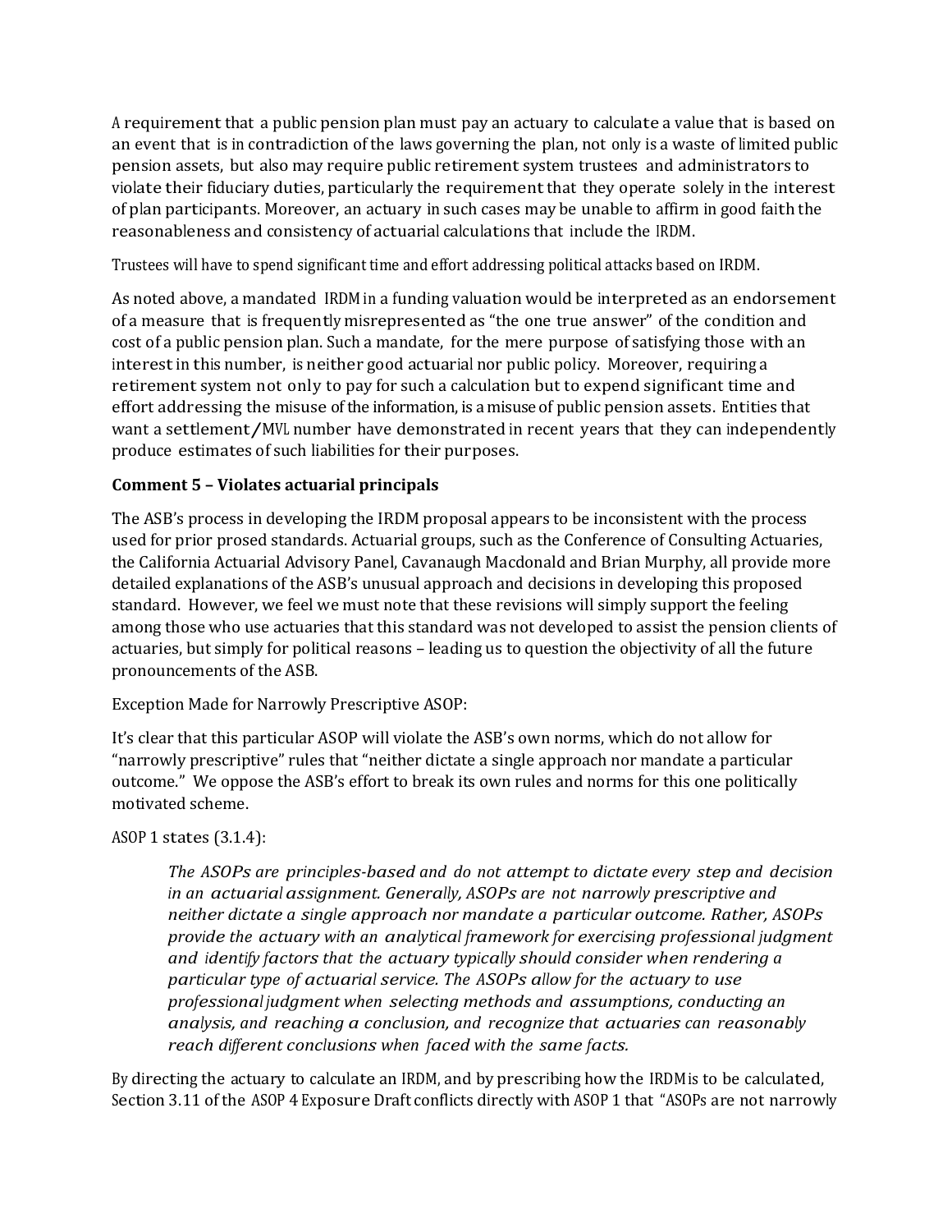A requirement that a public pension plan must pay an actuary to calculate a value that is based on an event that is in contradiction of the laws governing the plan, not only is a waste of limited public pension assets, but also may require public retirement system trustees and administrators to violate their fiduciary duties, particularly the requirement that they operate solely in the interest of plan participants. Moreover, an actuary in such cases may be unable to affirm in good faith the reasonableness and consistency of actuarial calculations that include the IRDM.

Trustees will have to spend significant time and effort addressing political attacks based on IRDM.

As noted above, a mandated IRDM in a funding valuation would be interpreted as an endorsement of a measure that is frequently misrepresented as "the one true answer" of the condition and cost of a public pension plan. Such a mandate, for the mere purpose of satisfying those with an interest in this number, is neither good actuarial nor public policy. Moreover, requiring a retirement system not only to pay for such a calculation but to expend significant time and effort addressing the misuse of the information, is a misuse of public pension assets. Entities that want a settlement/MVL number have demonstrated in recent years that they can independently produce estimates of such liabilities for their purposes.

**Comment 5 – Violates actuarial principals**

The ASB's process in developing the IRDM proposal appears to be inconsistent with the process used for prior prosed standards. Actuarial groups, such as the Conference of Consulting Actuaries, the California Actuarial Advisory Panel, Cavanaugh Macdonald and Brian Murphy, all provide more detailed explanations of the ASB's unusual approach and decisions in developing this proposed standard. However, we feel we must note that these revisions will simply support the feeling among those who use actuaries that this standard was not developed to assist the pension clients of actuaries, but simply for political reasons – leading us to question the objectivity of all the future pronouncements of the ASB.

Exception Made for Narrowly Prescriptive ASOP:

It's clear that this particular ASOP will violate the ASB's own norms, which do not allow for "narrowly prescriptive" rules that "neither dictate a single approach nor mandate a particular outcome." We oppose the ASB's effort to break its own rules and norms for this one politically motivated scheme.

ASOP 1 states (3.1.4):

> *The ASOPs are principles-based and do not attempt to dictate every step and decision in an actuarial assignment. Generally, ASOPs are not narrowly prescriptive and neither dictate a single approach nor mandate a particular outcome. Rather, ASOPs provide the actuary with an analytical framework for exercising professional judgment and identify factors that the actuary typically should consider when rendering a particular type of actuarial service. The ASOPs allow for the actuary to use professional judgment when selecting methods and assumptions, conducting an analysis, and reaching a conclusion, and recognize that actuaries can reasonably reach different conclusions when faced with the same facts.*

By directing the actuary to calculate an IRDM, and by prescribing how the IRDM is to be calculated, Section 3.11 of the ASOP 4 Exposure Draft conflicts directly with ASOP 1 that "ASOPs are not narrowly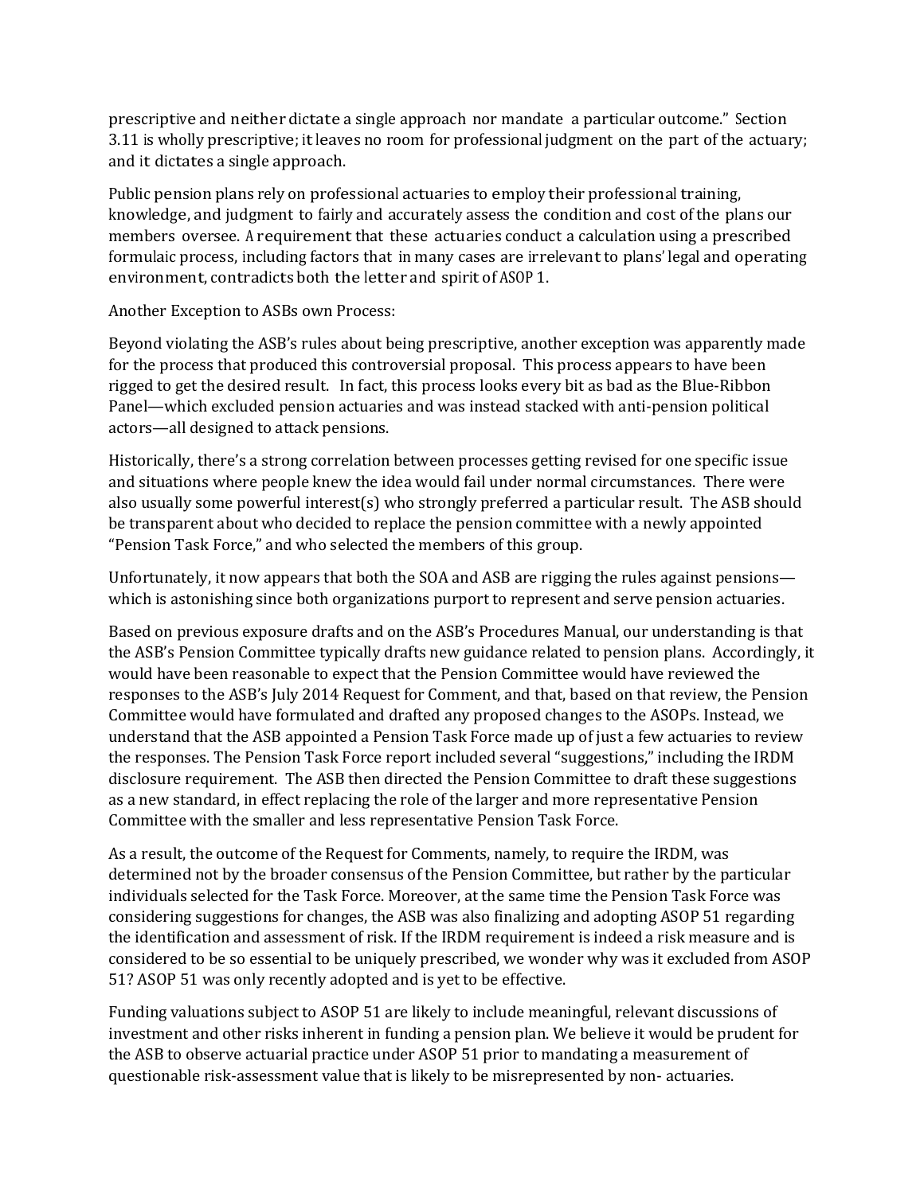prescriptive and neither dictate a single approach nor mandate a particular outcome." Section 3.11 is wholly prescriptive; it leaves no room for professional judgment on the part of the actuary; and it dictates a single approach.

Public pension plans rely on professional actuaries to employ their professional training, knowledge, and judgment to fairly and accurately assess the condition and cost of the plans our members oversee. A requirement that these actuaries conduct a calculation using a prescribed formulaic process, including factors that in many cases are irrelevant to plans' legal and operating environment, contradicts both the letter and spirit of ASOP 1.

Another Exception to ASBs own Process:

Beyond violating the ASB's rules about being prescriptive, another exception was apparently made for the process that produced this controversial proposal. This process appears to have been rigged to get the desired result. In fact, this process looks every bit as bad as the Blue-Ribbon Panel—which excluded pension actuaries and was instead stacked with anti-pension political actors—all designed to attack pensions.

Historically, there's a strong correlation between processes getting revised for one specific issue and situations where people knew the idea would fail under normal circumstances. There were also usually some powerful interest(s) who strongly preferred a particular result. The ASB should be transparent about who decided to replace the pension committee with a newly appointed "Pension Task Force," and who selected the members of this group.

Unfortunately, it now appears that both the SOA and ASB are rigging the rules against pensions—which is astonishing since both organizations purport to represent and serve pension actuaries.

Based on previous exposure drafts and on the ASB's Procedures Manual, our understanding is that the ASB's Pension Committee typically drafts new guidance related to pension plans. Accordingly, it would have been reasonable to expect that the Pension Committee would have reviewed the responses to the ASB's July 2014 Request for Comment, and that, based on that review, the Pension Committee would have formulated and drafted any proposed changes to the ASOPs. Instead, we understand that the ASB appointed a Pension Task Force made up of just a few actuaries to review the responses. The Pension Task Force report included several "suggestions," including the IRDM disclosure requirement. The ASB then directed the Pension Committee to draft these suggestions as a new standard, in effect replacing the role of the larger and more representative Pension Committee with the smaller and less representative Pension Task Force.

As a result, the outcome of the Request for Comments, namely, to require the IRDM, was determined not by the broader consensus of the Pension Committee, but rather by the particular individuals selected for the Task Force. Moreover, at the same time the Pension Task Force was considering suggestions for changes, the ASB was also finalizing and adopting ASOP 51 regarding the identification and assessment of risk. If the IRDM requirement is indeed a risk measure and is considered to be so essential to be uniquely prescribed, we wonder why was it excluded from ASOP 51? ASOP 51 was only recently adopted and is yet to be effective.

Funding valuations subject to ASOP 51 are likely to include meaningful, relevant discussions of investment and other risks inherent in funding a pension plan. We believe it would be prudent for the ASB to observe actuarial practice under ASOP 51 prior to mandating a measurement of questionable risk-assessment value that is likely to be misrepresented by non- actuaries.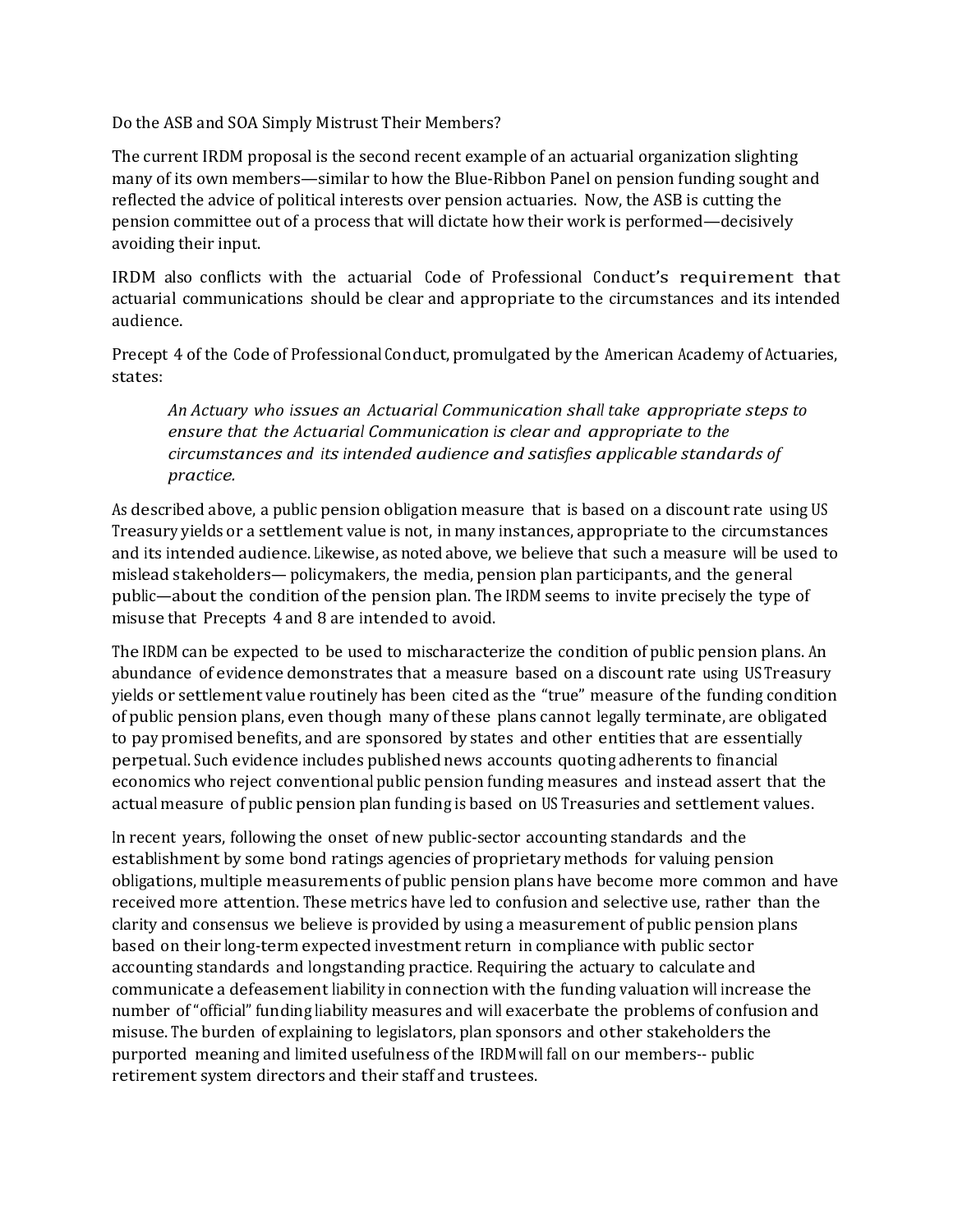Do the ASB and SOA Simply Mistrust Their Members?

The current IRDM proposal is the second recent example of an actuarial organization slighting many of its own members—similar to how the Blue-Ribbon Panel on pension funding sought and reflected the advice of political interests over pension actuaries. Now, the ASB is cutting the pension committee out of a process that will dictate how their work is performed—decisively avoiding their input.

IRDM also conflicts with the actuarial Code of Professional Conduct's requirement that actuarial communications should be clear and appropriate to the circumstances and its intended audience.

Precept 4 of the Code of Professional Conduct, promulgated by the American Academy of Actuaries, states:

> *An Actuary who issues an Actuarial Communication shall take appropriate steps to ensure that the Actuarial Communication is clear and appropriate to the circumstances and its intended audience and satisfies applicable standards of practice.*

As described above, a public pension obligation measure that is based on a discount rate using US Treasury yields or a settlement value is not, in many instances, appropriate to the circumstances and its intended audience. Likewise, as noted above, we believe that such a measure will be used to mislead stakeholders— policymakers, the media, pension plan participants, and the general public—about the condition of the pension plan. The IRDM seems to invite precisely the type of misuse that Precepts 4 and 8 are intended to avoid.

The IRDM can be expected to be used to mischaracterize the condition of public pension plans. An abundance of evidence demonstrates that a measure based on a discount rate using US Treasury yields or settlement value routinely has been cited as the "true" measure of the funding condition of public pension plans, even though many of these plans cannot legally terminate, are obligated to pay promised benefits, and are sponsored by states and other entities that are essentially perpetual. Such evidence includes published news accounts quoting adherents to financial economics who reject conventional public pension funding measures and instead assert that the actual measure of public pension plan funding is based on US Treasuries and settlement values.

In recent years, following the onset of new public-sector accounting standards and the establishment by some bond ratings agencies of proprietary methods for valuing pension obligations, multiple measurements of public pension plans have become more common and have received more attention. These metrics have led to confusion and selective use, rather than the clarity and consensus we believe is provided by using a measurement of public pension plans based on their long-term expected investment return in compliance with public sector accounting standards and longstanding practice. Requiring the actuary to calculate and communicate a defeasement liability in connection with the funding valuation will increase the number of "official" funding liability measures and will exacerbate the problems of confusion and misuse. The burden of explaining to legislators, plan sponsors and other stakeholders the purported meaning and limited usefulness of the IRDM will fall on our members-- public retirement system directors and their staff and trustees.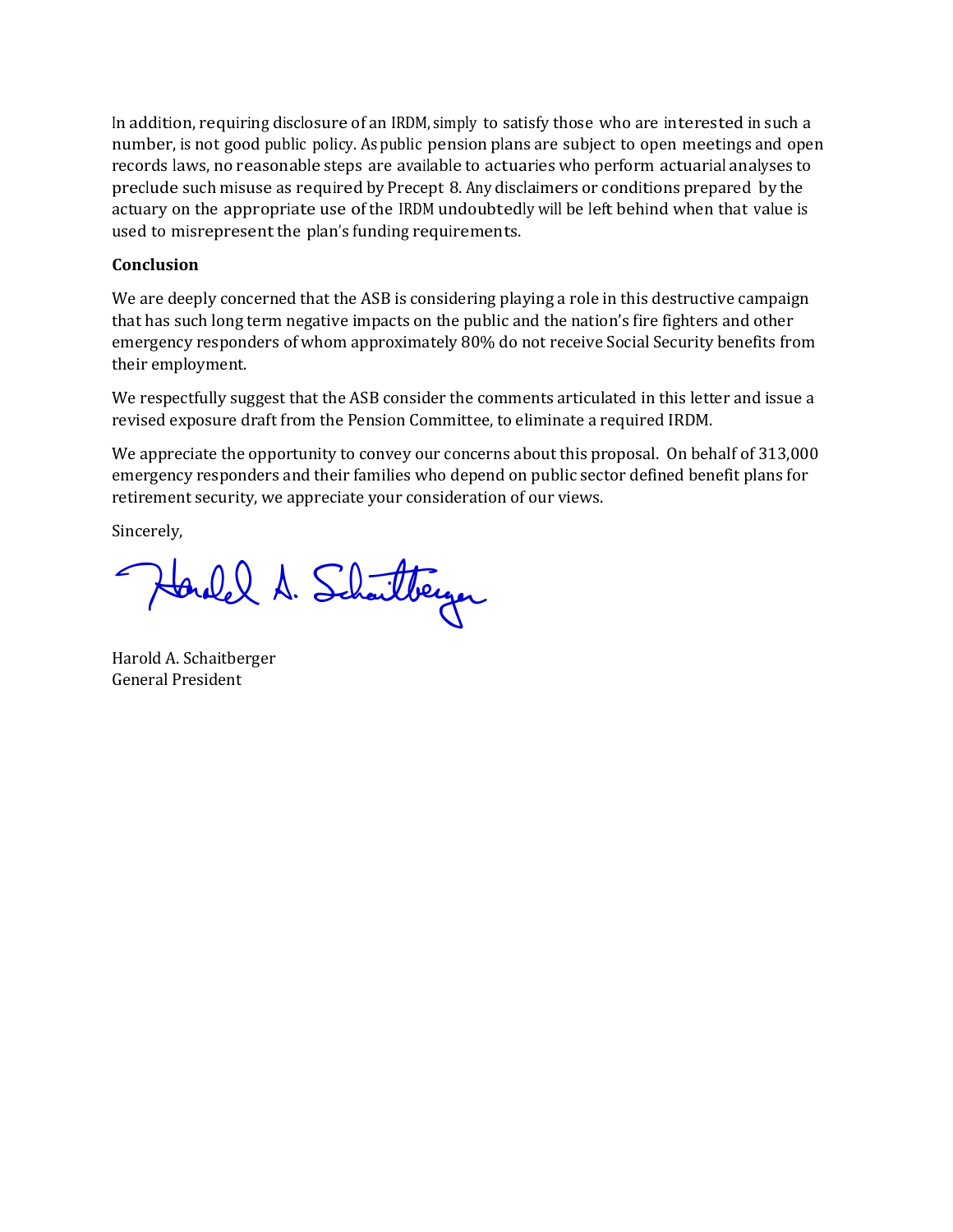In addition, requiring disclosure of an IRDM, simply to satisfy those who are interested in such a number, is not good public policy. As public pension plans are subject to open meetings and open records laws, no reasonable steps are available to actuaries who perform actuarial analyses to preclude such misuse as required by Precept 8. Any disclaimers or conditions prepared by the actuary on the appropriate use of the IRDM undoubtedly will be left behind when that value is used to misrepresent the plan's funding requirements.

**Conclusion**

We are deeply concerned that the ASB is considering playing a role in this destructive campaign that has such long term negative impacts on the public and the nation's fire fighters and other emergency responders of whom approximately 80% do not receive Social Security benefits from their employment.

We respectfully suggest that the ASB consider the comments articulated in this letter and issue a revised exposure draft from the Pension Committee, to eliminate a required IRDM.

We appreciate the opportunity to convey our concerns about this proposal. On behalf of 313,000 emergency responders and their families who depend on public sector defined benefit plans for retirement security, we appreciate your consideration of our views.

Sincerely,

Harold A. Schaitberger
General President